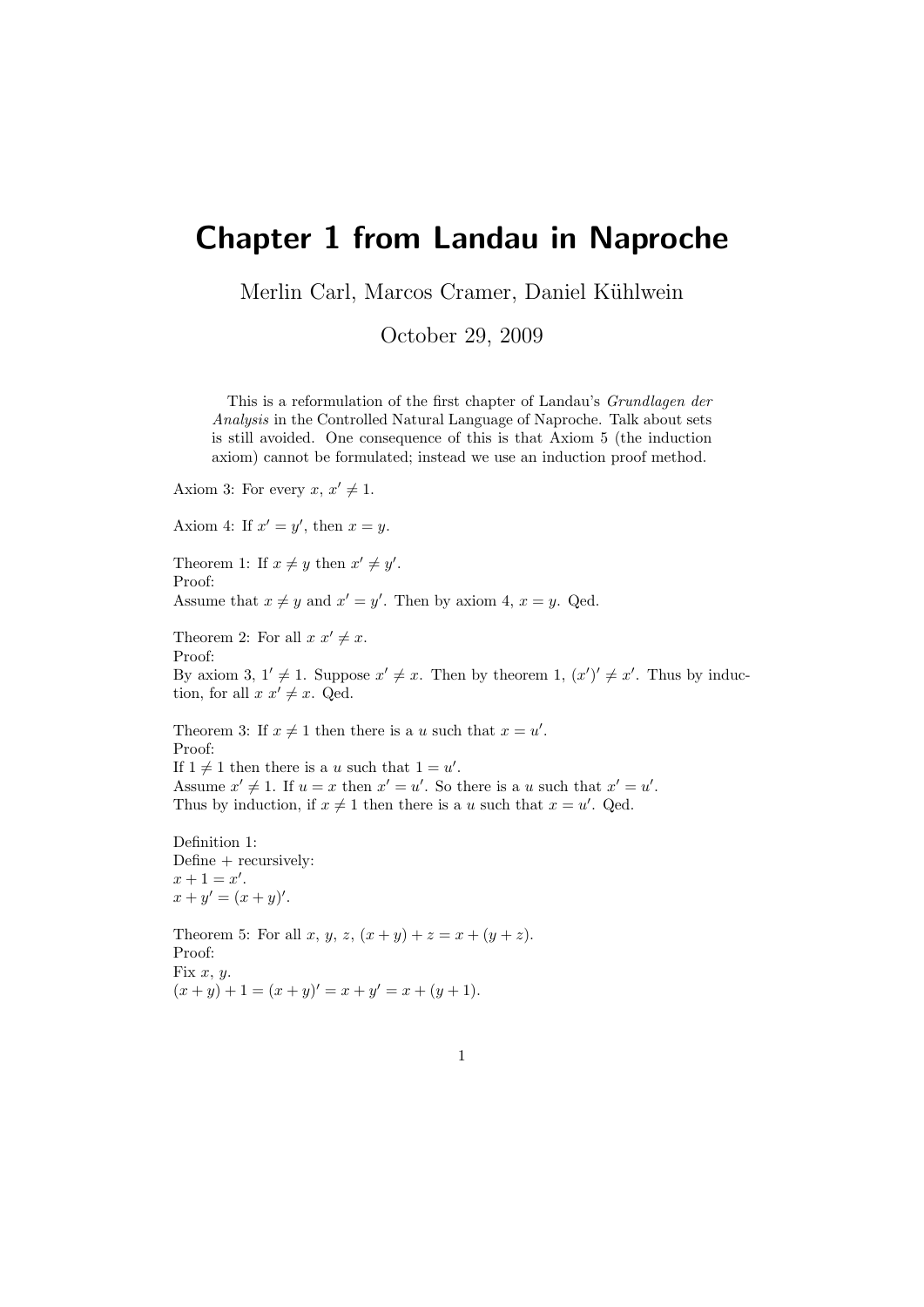# Chapter 1 from Landau in Naproche

Merlin Carl, Marcos Cramer, Daniel Kühlwein

October 29, 2009

> This is a reformulation of the first chapter of Landau's *Grundlagen der Analysis* in the Controlled Natural Language of Naproche. Talk about sets is still avoided. One consequence of this is that Axiom 5 (the induction axiom) cannot be formulated; instead we use an induction proof method.

Axiom 3: For every $x$, $x' \neq 1$.

Axiom 4: If $x' = y'$, then $x = y$.

Theorem 1: If $x \neq y$ then $x' \neq y'$.
Proof:
Assume that $x \neq y$ and $x' = y'$. Then by axiom 4, $x = y$. Qed.

Theorem 2: For all $x$ $x' \neq x$.
Proof:
By axiom 3, $1' \neq 1$. Suppose $x' \neq x$. Then by theorem 1, $(x')' \neq x'$. Thus by induction, for all $x$ $x' \neq x$. Qed.

Theorem 3: If $x \neq 1$ then there is a $u$ such that $x = u'$.
Proof:
If $1 \neq 1$ then there is a $u$ such that $1 = u'$.
Assume $x' \neq 1$. If $u = x$ then $x' = u'$. So there is a $u$ such that $x' = u'$.
Thus by induction, if $x \neq 1$ then there is a $u$ such that $x = u'$. Qed.

Definition 1:
Define $+$ recursively:
$x + 1 = x'$.
$x + y' = (x + y)'$.

Theorem 5: For all $x$, $y$, $z$, $(x + y) + z = x + (y + z)$.
Proof:
Fix $x$, $y$.
$(x + y) + 1 = (x + y)' = x + y' = x + (y + 1)$.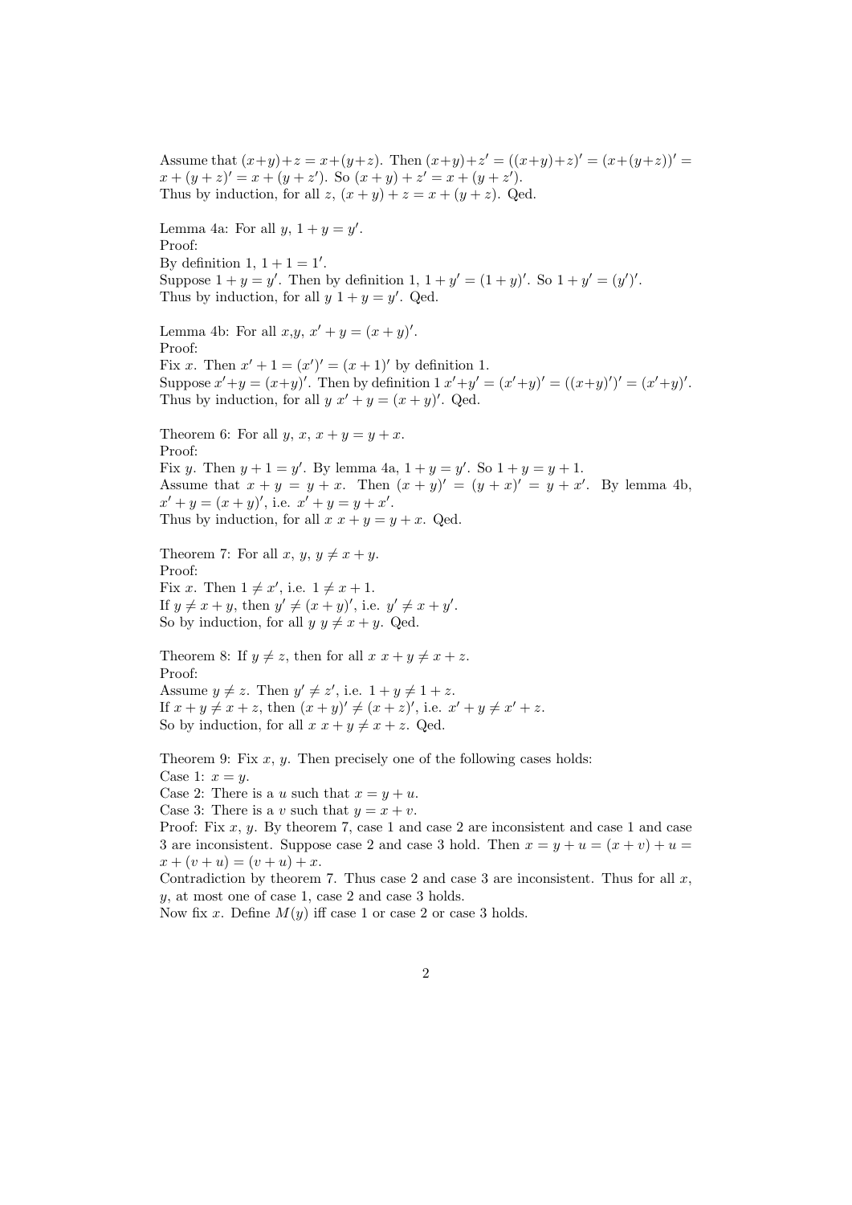Assume that $(x+y)+z = x+(y+z)$. Then $(x+y)+z' = ((x+y)+z)' = (x+(y+z))' = x + (y+z)' = x + (y + z')$. So $(x + y) + z' = x + (y + z')$.
Thus by induction, for all $z$, $(x + y) + z = x + (y + z)$. Qed.

Lemma 4a: For all $y$, $1 + y = y'$.
Proof:
By definition 1, $1 + 1 = 1'$.
Suppose $1 + y = y'$. Then by definition 1, $1 + y' = (1 + y)'$. So $1 + y' = (y')'$.
Thus by induction, for all $y$ $1 + y = y'$. Qed.

Lemma 4b: For all $x$,$y$, $x' + y = (x + y)'$.
Proof:
Fix $x$. Then $x' + 1 = (x')' = (x + 1)'$ by definition 1.
Suppose $x'+y = (x+y)'$. Then by definition 1 $x'+y' = (x'+y)' = ((x+y)')' = (x'+y)'$.
Thus by induction, for all $y$ $x' + y = (x + y)'$. Qed.

Theorem 6: For all $y$, $x$, $x + y = y + x$.
Proof:
Fix $y$. Then $y + 1 = y'$. By lemma 4a, $1 + y = y'$. So $1 + y = y + 1$.
Assume that $x + y = y + x$. Then $(x + y)' = (y + x)' = y + x'$. By lemma 4b, $x' + y = (x + y)'$, i.e. $x' + y = y + x'$.
Thus by induction, for all $x$ $x + y = y + x$. Qed.

Theorem 7: For all $x$, $y$, $y \neq x + y$.
Proof:
Fix $x$. Then $1 \neq x'$, i.e. $1 \neq x + 1$.
If $y \neq x + y$, then $y' \neq (x + y)'$, i.e. $y' \neq x + y'$.
So by induction, for all $y$ $y \neq x + y$. Qed.

Theorem 8: If $y \neq z$, then for all $x$ $x + y \neq x + z$.
Proof:
Assume $y \neq z$. Then $y' \neq z'$, i.e. $1 + y \neq 1 + z$.
If $x + y \neq x + z$, then $(x + y)' \neq (x + z)'$, i.e. $x' + y \neq x' + z$.
So by induction, for all $x$ $x + y \neq x + z$. Qed.

Theorem 9: Fix $x$, $y$. Then precisely one of the following cases holds:
Case 1: $x = y$.
Case 2: There is a $u$ such that $x = y + u$.
Case 3: There is a $v$ such that $y = x + v$.
Proof: Fix $x$, $y$. By theorem 7, case 1 and case 2 are inconsistent and case 1 and case 3 are inconsistent. Suppose case 2 and case 3 hold. Then $x = y + u = (x + v) + u = x + (v + u) = (v + u) + x$.
Contradiction by theorem 7. Thus case 2 and case 3 are inconsistent. Thus for all $x$, $y$, at most one of case 1, case 2 and case 3 holds.
Now fix $x$. Define $M(y)$ iff case 1 or case 2 or case 3 holds.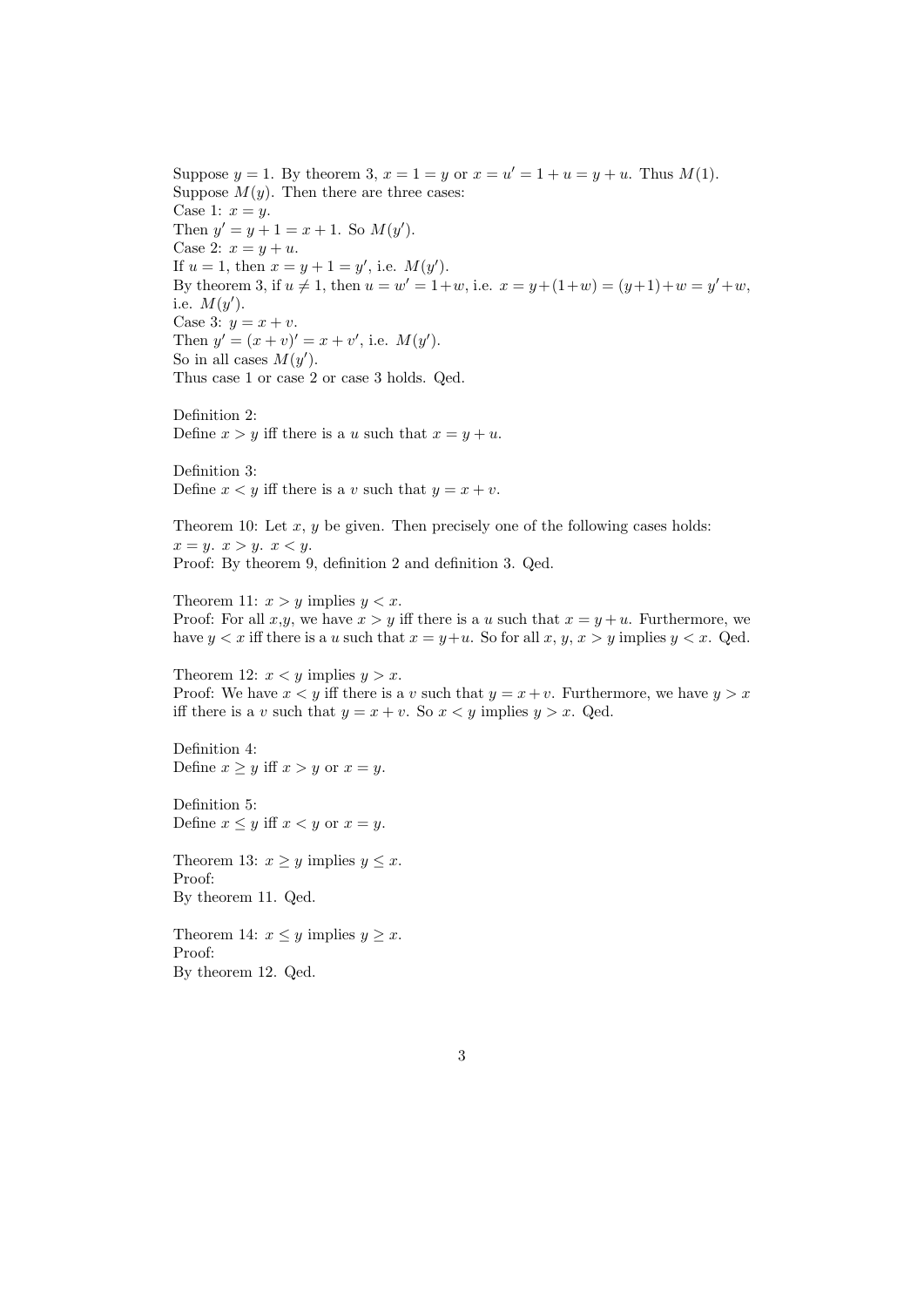Suppose $y = 1$. By theorem 3, $x = 1 = y$ or $x = u' = 1 + u = y + u$. Thus $M(1)$.
Suppose $M(y)$. Then there are three cases:
Case 1: $x = y$.
Then $y' = y + 1 = x + 1$. So $M(y')$.
Case 2: $x = y + u$.
If $u = 1$, then $x = y + 1 = y'$, i.e. $M(y')$.
By theorem 3, if $u \neq 1$, then $u = w' = 1+w$, i.e. $x = y+(1+w) = (y+1)+w = y'+w$, i.e. $M(y')$.
Case 3: $y = x + v$.
Then $y' = (x + v)' = x + v'$, i.e. $M(y')$.
So in all cases $M(y')$.
Thus case 1 or case 2 or case 3 holds. Qed.

Definition 2:
Define $x > y$ iff there is a $u$ such that $x = y + u$.

Definition 3:
Define $x < y$ iff there is a $v$ such that $y = x + v$.

Theorem 10: Let $x$, $y$ be given. Then precisely one of the following cases holds:
$x = y$. $x > y$. $x < y$.
Proof: By theorem 9, definition 2 and definition 3. Qed.

Theorem 11: $x > y$ implies $y < x$.
Proof: For all $x$,$y$, we have $x > y$ iff there is a $u$ such that $x = y + u$. Furthermore, we have $y < x$ iff there is a $u$ such that $x = y+u$. So for all $x$, $y$, $x > y$ implies $y < x$. Qed.

Theorem 12: $x < y$ implies $y > x$.
Proof: We have $x < y$ iff there is a $v$ such that $y = x + v$. Furthermore, we have $y > x$ iff there is a $v$ such that $y = x + v$. So $x < y$ implies $y > x$. Qed.

Definition 4:
Define $x \geq y$ iff $x > y$ or $x = y$.

Definition 5:
Define $x \leq y$ iff $x < y$ or $x = y$.

Theorem 13: $x \geq y$ implies $y \leq x$.
Proof:
By theorem 11. Qed.

Theorem 14: $x \leq y$ implies $y \geq x$.
Proof:
By theorem 12. Qed.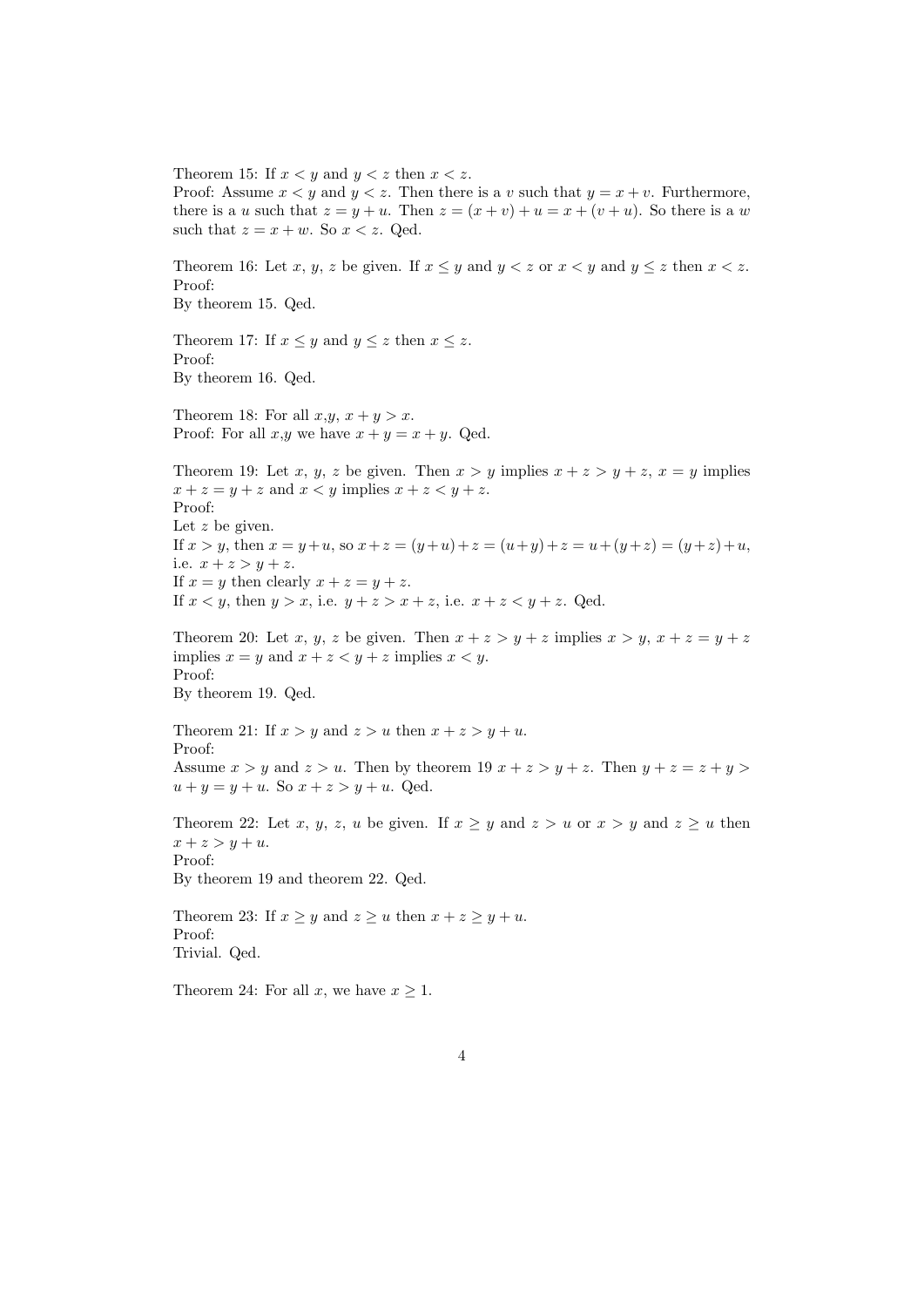Theorem 15: If $x < y$ and $y < z$ then $x < z$.
Proof: Assume $x < y$ and $y < z$. Then there is a $v$ such that $y = x + v$. Furthermore, there is a $u$ such that $z = y + u$. Then $z = (x + v) + u = x + (v + u)$. So there is a $w$ such that $z = x + w$. So $x < z$. Qed.

Theorem 16: Let $x$, $y$, $z$ be given. If $x \leq y$ and $y < z$ or $x < y$ and $y \leq z$ then $x < z$.
Proof:
By theorem 15. Qed.

Theorem 17: If $x \leq y$ and $y \leq z$ then $x \leq z$.
Proof:
By theorem 16. Qed.

Theorem 18: For all $x$,$y$, $x + y > x$.
Proof: For all $x$,$y$ we have $x + y = x + y$. Qed.

Theorem 19: Let $x$, $y$, $z$ be given. Then $x > y$ implies $x + z > y + z$, $x = y$ implies $x + z = y + z$ and $x < y$ implies $x + z < y + z$.
Proof:
Let $z$ be given.
If $x > y$, then $x = y + u$, so $x + z = (y + u) + z = (u + y) + z = u + (y + z) = (y + z) + u$, i.e. $x + z > y + z$.
If $x = y$ then clearly $x + z = y + z$.
If $x < y$, then $y > x$, i.e. $y + z > x + z$, i.e. $x + z < y + z$. Qed.

Theorem 20: Let $x$, $y$, $z$ be given. Then $x + z > y + z$ implies $x > y$, $x + z = y + z$ implies $x = y$ and $x + z < y + z$ implies $x < y$.
Proof:
By theorem 19. Qed.

Theorem 21: If $x > y$ and $z > u$ then $x + z > y + u$.
Proof:
Assume $x > y$ and $z > u$. Then by theorem 19 $x + z > y + z$. Then $y + z = z + y > u + y = y + u$. So $x + z > y + u$. Qed.

Theorem 22: Let $x$, $y$, $z$, $u$ be given. If $x \geq y$ and $z > u$ or $x > y$ and $z \geq u$ then $x + z > y + u$.
Proof:
By theorem 19 and theorem 22. Qed.

Theorem 23: If $x \geq y$ and $z \geq u$ then $x + z \geq y + u$.
Proof:
Trivial. Qed.

Theorem 24: For all $x$, we have $x \geq 1$.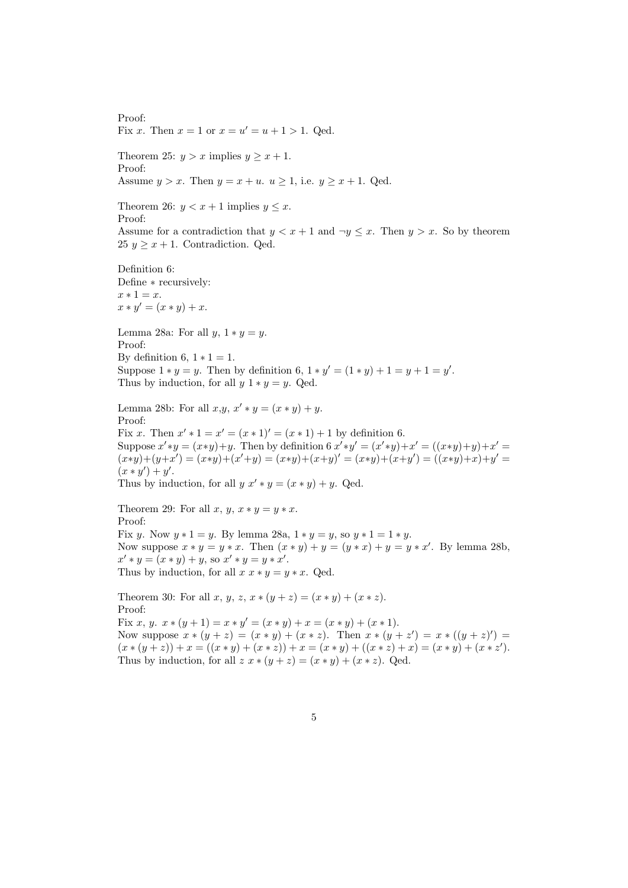Proof:
Fix $x$. Then $x = 1$ or $x = u' = u + 1 > 1$. Qed.

Theorem 25: $y > x$ implies $y \geq x + 1$.
Proof:
Assume $y > x$. Then $y = x + u$. $u \geq 1$, i.e. $y \geq x + 1$. Qed.

Theorem 26: $y < x + 1$ implies $y \leq x$.
Proof:
Assume for a contradiction that $y < x + 1$ and $\neg y \leq x$. Then $y > x$. So by theorem 25 $y \geq x + 1$. Contradiction. Qed.

Definition 6:
Define $*$ recursively:
$x * 1 = x$.
$x * y' = (x * y) + x$.

Lemma 28a: For all $y$, $1 * y = y$.
Proof:
By definition 6, $1 * 1 = 1$.
Suppose $1 * y = y$. Then by definition 6, $1 * y' = (1 * y) + 1 = y + 1 = y'$.
Thus by induction, for all $y$ $1 * y = y$. Qed.

Lemma 28b: For all $x$,$y$, $x' * y = (x * y) + y$.
Proof:
Fix $x$. Then $x' * 1 = x' = (x * 1)' = (x * 1) + 1$ by definition 6.
Suppose $x' * y = (x * y) + y$. Then by definition 6 $x' * y' = (x' * y) + x' = ((x * y) + y) + x' = (x * y) + (y + x') = (x * y) + (x' + y) = (x * y) + (x + y)' = (x * y) + (x + y') = ((x * y) + x) + y' = (x * y') + y'$.
Thus by induction, for all $y$ $x' * y = (x * y) + y$. Qed.

Theorem 29: For all $x$, $y$, $x * y = y * x$.
Proof:
Fix $y$. Now $y * 1 = y$. By lemma 28a, $1 * y = y$, so $y * 1 = 1 * y$.
Now suppose $x * y = y * x$. Then $(x * y) + y = (y * x) + y = y * x'$. By lemma 28b, $x' * y = (x * y) + y$, so $x' * y = y * x'$.
Thus by induction, for all $x$ $x * y = y * x$. Qed.

Theorem 30: For all $x$, $y$, $z$, $x * (y + z) = (x * y) + (x * z)$.
Proof:
Fix $x$, $y$. $x * (y + 1) = x * y' = (x * y) + x = (x * y) + (x * 1)$.
Now suppose $x * (y + z) = (x * y) + (x * z)$. Then $x * (y + z') = x * ((y + z)') = (x * (y + z)) + x = ((x * y) + (x * z)) + x = (x * y) + ((x * z) + x) = (x * y) + (x * z')$.
Thus by induction, for all $z$ $x * (y + z) = (x * y) + (x * z)$. Qed.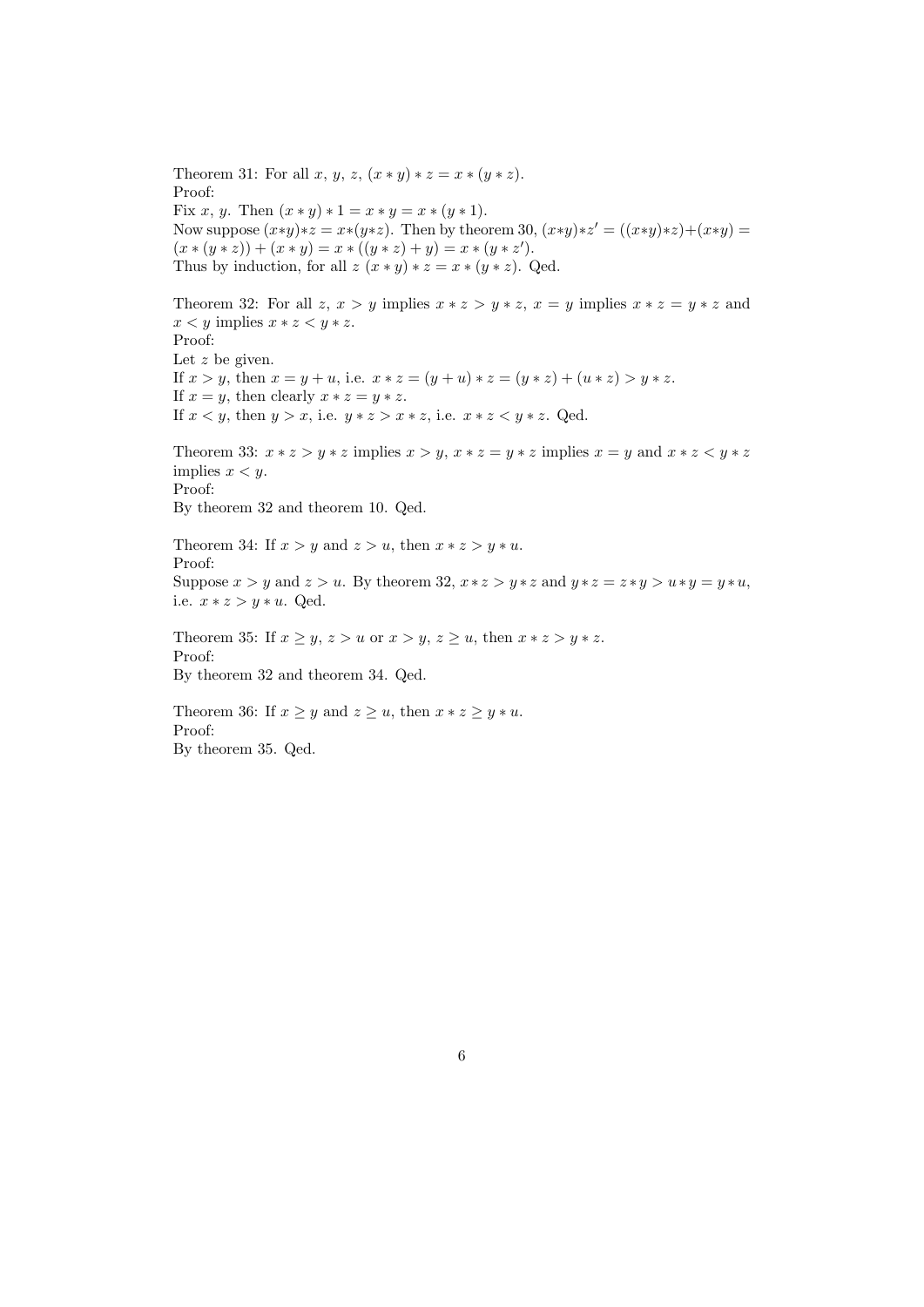Theorem 31: For all $x$, $y$, $z$, $(x * y) * z = x * (y * z)$.
Proof:
Fix $x$, $y$. Then $(x * y) * 1 = x * y = x * (y * 1)$.
Now suppose $(x*y)*z = x*(y*z)$. Then by theorem 30, $(x*y)*z' = ((x*y)*z)+(x*y) = (x * (y * z)) + (x * y) = x * ((y * z) + y) = x * (y * z')$.
Thus by induction, for all $z$ $(x * y) * z = x * (y * z)$. Qed.

Theorem 32: For all $z$, $x > y$ implies $x * z > y * z$, $x = y$ implies $x * z = y * z$ and $x < y$ implies $x * z < y * z$.
Proof:
Let $z$ be given.
If $x > y$, then $x = y + u$, i.e. $x * z = (y + u) * z = (y * z) + (u * z) > y * z$.
If $x = y$, then clearly $x * z = y * z$.
If $x < y$, then $y > x$, i.e. $y * z > x * z$, i.e. $x * z < y * z$. Qed.

Theorem 33: $x * z > y * z$ implies $x > y$, $x * z = y * z$ implies $x = y$ and $x * z < y * z$ implies $x < y$.
Proof:
By theorem 32 and theorem 10. Qed.

Theorem 34: If $x > y$ and $z > u$, then $x * z > y * u$.
Proof:
Suppose $x > y$ and $z > u$. By theorem 32, $x * z > y * z$ and $y * z = z * y > u * y = y * u$, i.e. $x * z > y * u$. Qed.

Theorem 35: If $x \geq y$, $z > u$ or $x > y$, $z \geq u$, then $x * z > y * z$.
Proof:
By theorem 32 and theorem 34. Qed.

Theorem 36: If $x \geq y$ and $z \geq u$, then $x * z \geq y * u$.
Proof:
By theorem 35. Qed.